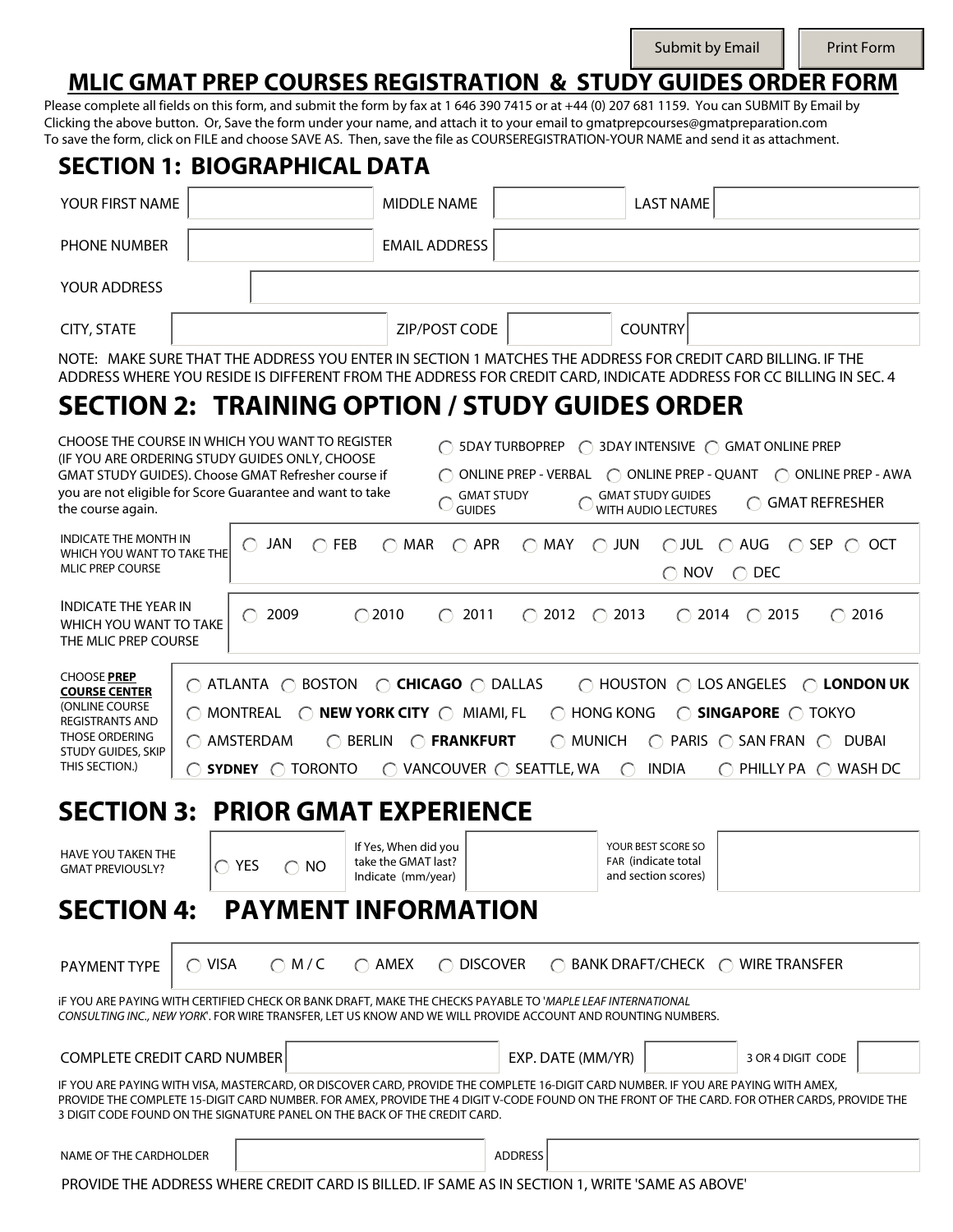Submit by Email | Print Form

# MLIC GMAT PREP COURSES REGISTRATION & STUDY GUIDES ORDER FORM

Please complete all fields on this form, and submit the form by fax at 1 646 390 7415 or at +44 (0) 207 681 1159. You can SUBMIT By Email by Clicking the above button. Or, Save the form under your name, and attach it to your email to gmatprepcourses@gmatpreparation.com
To save the form, click on FILE and choose SAVE AS. Then, save the file as COURSEREGISTRATION-YOUR NAME and send it as attachment.

## SECTION 1: BIOGRAPHICAL DATA

| | | | | | |
|---|---|---|---|---|---|
| YOUR FIRST NAME | | MIDDLE NAME | | LAST NAME | |
| PHONE NUMBER | | EMAIL ADDRESS | | | |
| YOUR ADDRESS | | | | | |
| CITY, STATE | | ZIP/POST CODE | | COUNTRY | |

NOTE: MAKE SURE THAT THE ADDRESS YOU ENTER IN SECTION 1 MATCHES THE ADDRESS FOR CREDIT CARD BILLING. IF THE ADDRESS WHERE YOU RESIDE IS DIFFERENT FROM THE ADDRESS FOR CREDIT CARD, INDICATE ADDRESS FOR CC BILLING IN SEC. 4

## SECTION 2: TRAINING OPTION / STUDY GUIDES ORDER

CHOOSE THE COURSE IN WHICH YOU WANT TO REGISTER (IF YOU ARE ORDERING STUDY GUIDES ONLY, CHOOSE GMAT STUDY GUIDES). Choose GMAT Refresher course if you are not eligible for Score Guarantee and want to take the course again.

- ○ 5DAY TURBOPREP ○ 3DAY INTENSIVE ○ GMAT ONLINE PREP
- ○ ONLINE PREP - VERBAL ○ ONLINE PREP - QUANT ○ ONLINE PREP - AWA
- ○ GMAT STUDY GUIDES ○ GMAT STUDY GUIDES WITH AUDIO LECTURES ○ GMAT REFRESHER

INDICATE THE MONTH IN WHICH YOU WANT TO TAKE THE MLIC PREP COURSE

○ JAN ○ FEB ○ MAR ○ APR ○ MAY ○ JUN ○ JUL ○ AUG ○ SEP ○ OCT ○ NOV ○ DEC

INDICATE THE YEAR IN WHICH YOU WANT TO TAKE THE MLIC PREP COURSE

○ 2009 ○ 2010 ○ 2011 ○ 2012 ○ 2013 ○ 2014 ○ 2015 ○ 2016

CHOOSE **PREP COURSE CENTER** (ONLINE COURSE REGISTRANTS AND THOSE ORDERING STUDY GUIDES, SKIP THIS SECTION.)

- ○ ATLANTA ○ BOSTON ○ **CHICAGO** ○ DALLAS ○ HOUSTON ○ LOS ANGELES ○ **LONDON UK**
- ○ MONTREAL ○ **NEW YORK CITY** ○ MIAMI, FL ○ HONG KONG ○ **SINGAPORE** ○ TOKYO
- ○ AMSTERDAM ○ BERLIN ○ **FRANKFURT** ○ MUNICH ○ PARIS ○ SAN FRAN ○ DUBAI
- ○ **SYDNEY** ○ TORONTO ○ VANCOUVER ○ SEATTLE, WA ○ INDIA ○ PHILLY PA ○ WASH DC

## SECTION 3: PRIOR GMAT EXPERIENCE

| | | | | | |
|---|---|---|---|---|---|
| HAVE YOU TAKEN THE GMAT PREVIOUSLY? | ○ YES ○ NO | If Yes, When did you take the GMAT last? Indicate (mm/year) | | YOUR BEST SCORE SO FAR (indicate total and section scores) | |

## SECTION 4: PAYMENT INFORMATION

PAYMENT TYPE ○ VISA ○ M / C ○ AMEX ○ DISCOVER ○ BANK DRAFT/CHECK ○ WIRE TRANSFER

IF YOU ARE PAYING WITH CERTIFIED CHECK OR BANK DRAFT, MAKE THE CHECKS PAYABLE TO '*MAPLE LEAF INTERNATIONAL CONSULTING INC., NEW YORK*'. FOR WIRE TRANSFER, LET US KNOW AND WE WILL PROVIDE ACCOUNT AND ROUNTING NUMBERS.

| | | | | | |
|---|---|---|---|---|---|
| COMPLETE CREDIT CARD NUMBER | | EXP. DATE (MM/YR) | | 3 OR 4 DIGIT CODE | |

IF YOU ARE PAYING WITH VISA, MASTERCARD, OR DISCOVER CARD, PROVIDE THE COMPLETE 16-DIGIT CARD NUMBER. IF YOU ARE PAYING WITH AMEX, PROVIDE THE COMPLETE 15-DIGIT CARD NUMBER. FOR AMEX, PROVIDE THE 4 DIGIT V-CODE FOUND ON THE FRONT OF THE CARD. FOR OTHER CARDS, PROVIDE THE 3 DIGIT CODE FOUND ON THE SIGNATURE PANEL ON THE BACK OF THE CREDIT CARD.

| | | | |
|---|---|---|---|
| NAME OF THE CARDHOLDER | | ADDRESS | |

PROVIDE THE ADDRESS WHERE CREDIT CARD IS BILLED. IF SAME AS IN SECTION 1, WRITE 'SAME AS ABOVE'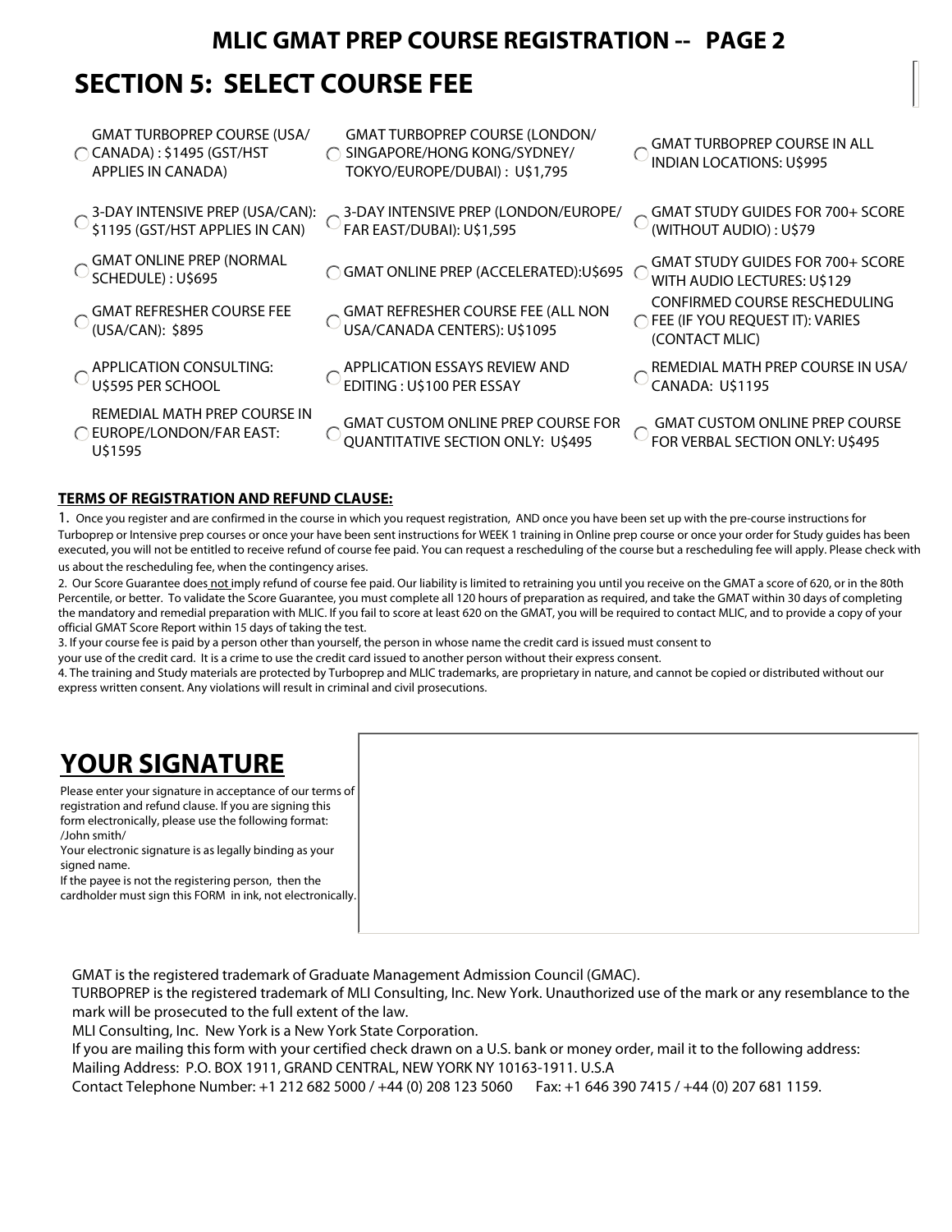# MLIC GMAT PREP COURSE REGISTRATION -- PAGE 2

## SECTION 5: SELECT COURSE FEE

| | | |
|---|---|---|
| ○ GMAT TURBOPREP COURSE (USA/ CANADA) : $1495 (GST/HST APPLIES IN CANADA) | ○ GMAT TURBOPREP COURSE (LONDON/ SINGAPORE/HONG KONG/SYDNEY/ TOKYO/EUROPE/DUBAI) : U$1,795 | ○ GMAT TURBOPREP COURSE IN ALL INDIAN LOCATIONS: U$995 |
| ○ 3-DAY INTENSIVE PREP (USA/CAN): $1195 (GST/HST APPLIES IN CAN) | ○ 3-DAY INTENSIVE PREP (LONDON/EUROPE/ FAR EAST/DUBAI): U$1,595 | ○ GMAT STUDY GUIDES FOR 700+ SCORE (WITHOUT AUDIO) : U$79 |
| ○ GMAT ONLINE PREP (NORMAL SCHEDULE) : U$695 | ○ GMAT ONLINE PREP (ACCELERATED):U$695 | ○ GMAT STUDY GUIDES FOR 700+ SCORE WITH AUDIO LECTURES: U$129 |
| ○ GMAT REFRESHER COURSE FEE (USA/CAN): $895 | ○ GMAT REFRESHER COURSE FEE (ALL NON USA/CANADA CENTERS): U$1095 | ○ CONFIRMED COURSE RESCHEDULING FEE (IF YOU REQUEST IT): VARIES (CONTACT MLIC) |
| ○ APPLICATION CONSULTING: U$595 PER SCHOOL | ○ APPLICATION ESSAYS REVIEW AND EDITING : U$100 PER ESSAY | ○ REMEDIAL MATH PREP COURSE IN USA/ CANADA: U$1195 |
| ○ REMEDIAL MATH PREP COURSE IN EUROPE/LONDON/FAR EAST: U$1595 | ○ GMAT CUSTOM ONLINE PREP COURSE FOR QUANTITATIVE SECTION ONLY: U$495 | ○ GMAT CUSTOM ONLINE PREP COURSE FOR VERBAL SECTION ONLY: U$495 |

**TERMS OF REGISTRATION AND REFUND CLAUSE:**

1. Once you register and are confirmed in the course in which you request registration, AND once you have been set up with the pre-course instructions for Turboprep or Intensive prep courses or once your have been sent instructions for WEEK 1 training in Online prep course or once your order for Study guides has been executed, you will not be entitled to receive refund of course fee paid. You can request a rescheduling of the course but a rescheduling fee will apply. Please check with us about the rescheduling fee, when the contingency arises.
2. Our Score Guarantee does not imply refund of course fee paid. Our liability is limited to retraining you until you receive on the GMAT a score of 620, or in the 80th Percentile, or better. To validate the Score Guarantee, you must complete all 120 hours of preparation as required, and take the GMAT within 30 days of completing the mandatory and remedial preparation with MLIC. If you fail to score at least 620 on the GMAT, you will be required to contact MLIC, and to provide a copy of your official GMAT Score Report within 15 days of taking the test.
3. If your course fee is paid by a person other than yourself, the person in whose name the credit card is issued must consent to your use of the credit card. It is a crime to use the credit card issued to another person without their express consent.
4. The training and Study materials are protected by Turboprep and MLIC trademarks, are proprietary in nature, and cannot be copied or distributed without our express written consent. Any violations will result in criminal and civil prosecutions.

## YOUR SIGNATURE

Please enter your signature in acceptance of our terms of registration and refund clause. If you are signing this form electronically, please use the following format: /John smith/

Your electronic signature is as legally binding as your signed name.

If the payee is not the registering person, then the cardholder must sign this FORM in ink, not electronically.

GMAT is the registered trademark of Graduate Management Admission Council (GMAC).

TURBOPREP is the registered trademark of MLI Consulting, Inc. New York. Unauthorized use of the mark or any resemblance to the mark will be prosecuted to the full extent of the law.

MLI Consulting, Inc. New York is a New York State Corporation.

If you are mailing this form with your certified check drawn on a U.S. bank or money order, mail it to the following address:

Mailing Address: P.O. BOX 1911, GRAND CENTRAL, NEW YORK NY 10163-1911. U.S.A

Contact Telephone Number: +1 212 682 5000 / +44 (0) 208 123 5060 Fax: +1 646 390 7415 / +44 (0) 207 681 1159.